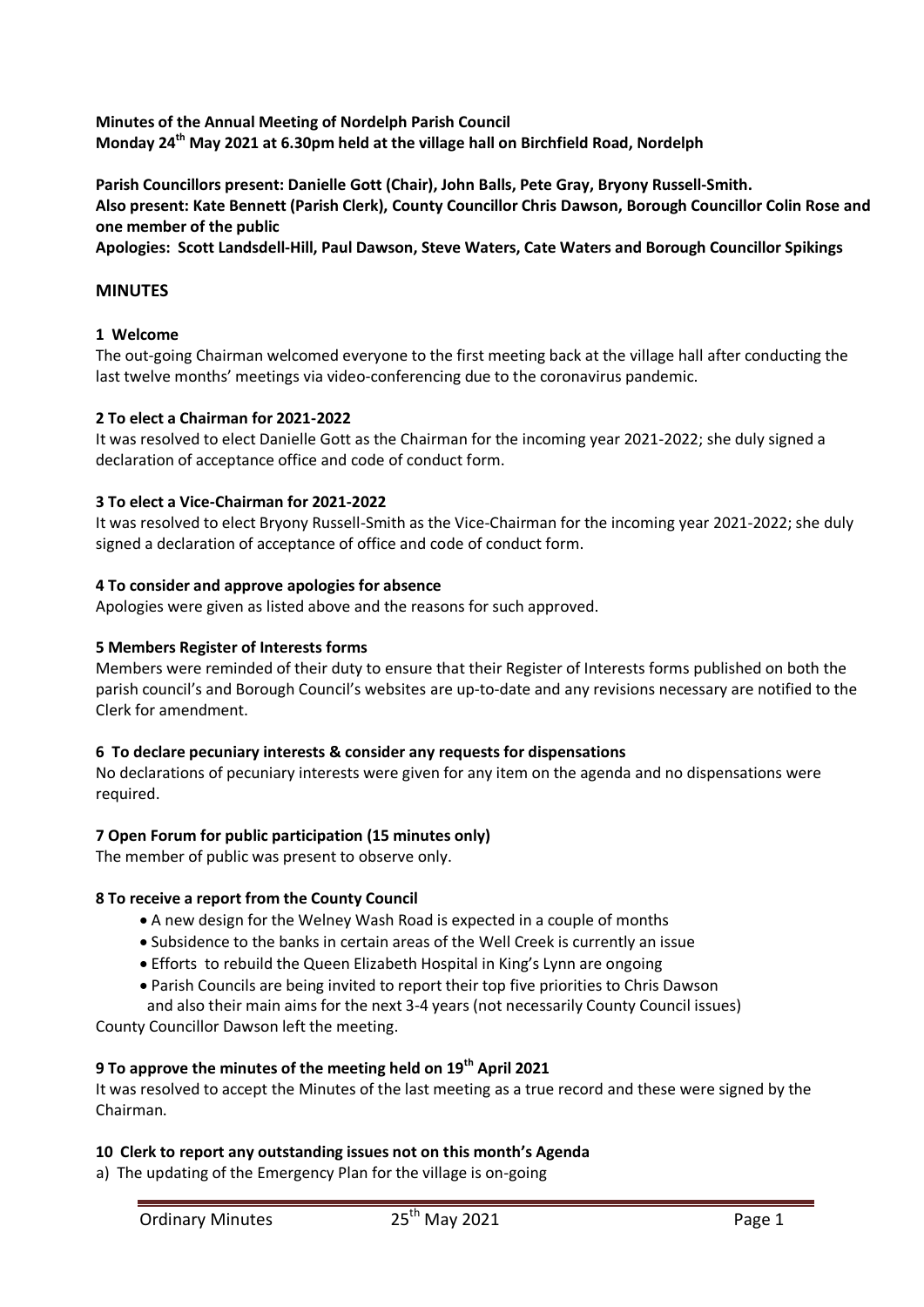**Minutes of the Annual Meeting of Nordelph Parish Council**
**Monday 24th May 2021 at 6.30pm held at the village hall on Birchfield Road, Nordelph**

**Parish Councillors present: Danielle Gott (Chair), John Balls, Pete Gray, Bryony Russell-Smith.**
**Also present: Kate Bennett (Parish Clerk), County Councillor Chris Dawson, Borough Councillor Colin Rose and one member of the public**
**Apologies: Scott Landsdell-Hill, Paul Dawson, Steve Waters, Cate Waters and Borough Councillor Spikings**

## MINUTES

### 1 Welcome

The out-going Chairman welcomed everyone to the first meeting back at the village hall after conducting the last twelve months' meetings via video-conferencing due to the coronavirus pandemic.

### 2 To elect a Chairman for 2021-2022

It was resolved to elect Danielle Gott as the Chairman for the incoming year 2021-2022; she duly signed a declaration of acceptance office and code of conduct form.

### 3 To elect a Vice-Chairman for 2021-2022

It was resolved to elect Bryony Russell-Smith as the Vice-Chairman for the incoming year 2021-2022; she duly signed a declaration of acceptance of office and code of conduct form.

### 4 To consider and approve apologies for absence

Apologies were given as listed above and the reasons for such approved.

### 5 Members Register of Interests forms

Members were reminded of their duty to ensure that their Register of Interests forms published on both the parish council's and Borough Council's websites are up-to-date and any revisions necessary are notified to the Clerk for amendment.

### 6 To declare pecuniary interests & consider any requests for dispensations

No declarations of pecuniary interests were given for any item on the agenda and no dispensations were required.

### 7 Open Forum for public participation (15 minutes only)

The member of public was present to observe only.

### 8 To receive a report from the County Council

- A new design for the Welney Wash Road is expected in a couple of months
- Subsidence to the banks in certain areas of the Well Creek is currently an issue
- Efforts to rebuild the Queen Elizabeth Hospital in King's Lynn are ongoing
- Parish Councils are being invited to report their top five priorities to Chris Dawson and also their main aims for the next 3-4 years (not necessarily County Council issues)

County Councillor Dawson left the meeting.

### 9 To approve the minutes of the meeting held on 19th April 2021

It was resolved to accept the Minutes of the last meeting as a true record and these were signed by the Chairman.

### 10 Clerk to report any outstanding issues not on this month's Agenda

a) The updating of the Emergency Plan for the village is on-going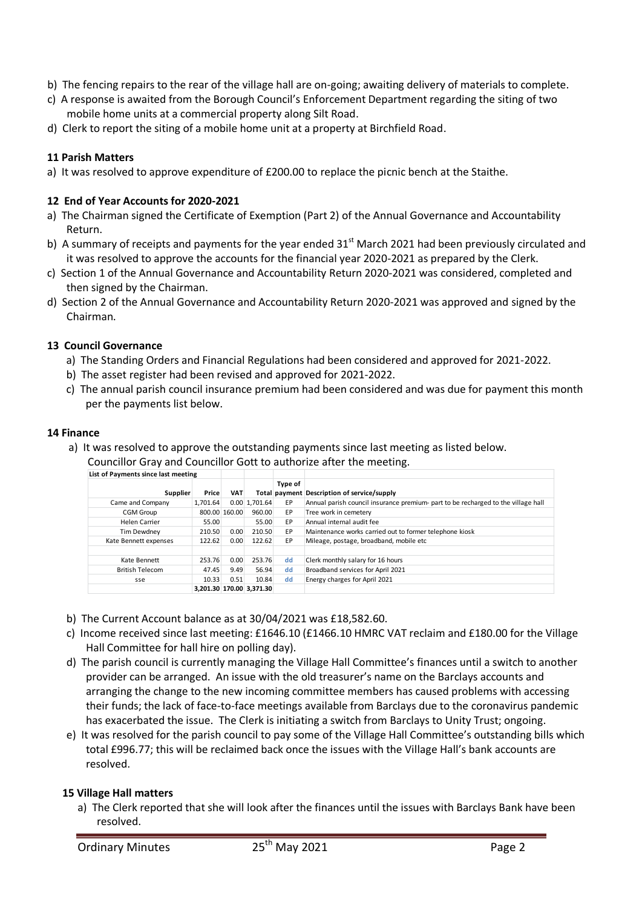b) The fencing repairs to the rear of the village hall are on-going; awaiting delivery of materials to complete.

c) A response is awaited from the Borough Council's Enforcement Department regarding the siting of two mobile home units at a commercial property along Silt Road.

d) Clerk to report the siting of a mobile home unit at a property at Birchfield Road.

### 11 Parish Matters

a) It was resolved to approve expenditure of £200.00 to replace the picnic bench at the Staithe.

### 12 End of Year Accounts for 2020-2021

a) The Chairman signed the Certificate of Exemption (Part 2) of the Annual Governance and Accountability Return.

b) A summary of receipts and payments for the year ended 31st March 2021 had been previously circulated and it was resolved to approve the accounts for the financial year 2020-2021 as prepared by the Clerk.

c) Section 1 of the Annual Governance and Accountability Return 2020-2021 was considered, completed and then signed by the Chairman.

d) Section 2 of the Annual Governance and Accountability Return 2020-2021 was approved and signed by the Chairman.

### 13 Council Governance

a) The Standing Orders and Financial Regulations had been considered and approved for 2021-2022.

b) The asset register had been revised and approved for 2021-2022.

c) The annual parish council insurance premium had been considered and was due for payment this month per the payments list below.

### 14 Finance

a) It was resolved to approve the outstanding payments since last meeting as listed below. Councillor Gray and Councillor Gott to authorize after the meeting.

**List of Payments since last meeting**

| Supplier | Price | VAT | Total | Type of payment | Description of service/supply |
|---|---|---|---|---|---|
| Came and Company | 1,701.64 | 0.00 | 1,701.64 | EP | Annual parish council insurance premium- part to be recharged to the village hall |
| CGM Group | 800.00 | 160.00 | 960.00 | EP | Tree work in cemetery |
| Helen Carrier | 55.00 | | 55.00 | EP | Annual internal audit fee |
| Tim Dewdney | 210.50 | 0.00 | 210.50 | EP | Maintenance works carried out to former telephone kiosk |
| Kate Bennett expenses | 122.62 | 0.00 | 122.62 | EP | Mileage, postage, broadband, mobile etc |
| | | | | | |
| Kate Bennett | 253.76 | 0.00 | 253.76 | dd | Clerk monthly salary for 16 hours |
| British Telecom | 47.45 | 9.49 | 56.94 | dd | Broadband services for April 2021 |
| sse | 10.33 | 0.51 | 10.84 | dd | Energy charges for April 2021 |
| | 3,201.30 | 170.00 | 3,371.30 | | |

b) The Current Account balance as at 30/04/2021 was £18,582.60.

c) Income received since last meeting: £1646.10 (£1466.10 HMRC VAT reclaim and £180.00 for the Village Hall Committee for hall hire on polling day).

d) The parish council is currently managing the Village Hall Committee's finances until a switch to another provider can be arranged. An issue with the old treasurer's name on the Barclays accounts and arranging the change to the new incoming committee members has caused problems with accessing their funds; the lack of face-to-face meetings available from Barclays due to the coronavirus pandemic has exacerbated the issue. The Clerk is initiating a switch from Barclays to Unity Trust; ongoing.

e) It was resolved for the parish council to pay some of the Village Hall Committee's outstanding bills which total £996.77; this will be reclaimed back once the issues with the Village Hall's bank accounts are resolved.

### 15 Village Hall matters

a) The Clerk reported that she will look after the finances until the issues with Barclays Bank have been resolved.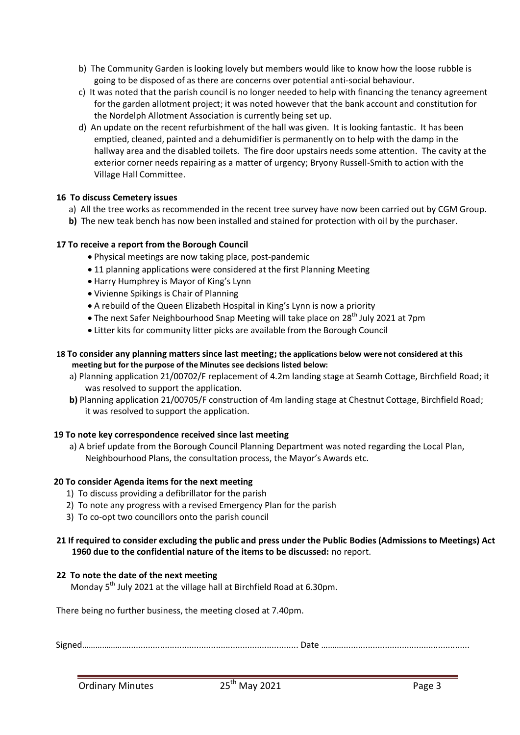b) The Community Garden is looking lovely but members would like to know how the loose rubble is going to be disposed of as there are concerns over potential anti-social behaviour.

c) It was noted that the parish council is no longer needed to help with financing the tenancy agreement for the garden allotment project; it was noted however that the bank account and constitution for the Nordelph Allotment Association is currently being set up.

d) An update on the recent refurbishment of the hall was given. It is looking fantastic. It has been emptied, cleaned, painted and a dehumidifier is permanently on to help with the damp in the hallway area and the disabled toilets. The fire door upstairs needs some attention. The cavity at the exterior corner needs repairing as a matter of urgency; Bryony Russell-Smith to action with the Village Hall Committee.

**16 To discuss Cemetery issues**

a) All the tree works as recommended in the recent tree survey have now been carried out by CGM Group.

**b)** The new teak bench has now been installed and stained for protection with oil by the purchaser.

**17 To receive a report from the Borough Council**

- Physical meetings are now taking place, post-pandemic
- 11 planning applications were considered at the first Planning Meeting
- Harry Humphrey is Mayor of King's Lynn
- Vivienne Spikings is Chair of Planning
- A rebuild of the Queen Elizabeth Hospital in King's Lynn is now a priority
- The next Safer Neighbourhood Snap Meeting will take place on 28th July 2021 at 7pm
- Litter kits for community litter picks are available from the Borough Council

**18 To consider any planning matters since last meeting; the applications below were not considered at this meeting but for the purpose of the Minutes see decisions listed below:**

a) Planning application 21/00702/F replacement of 4.2m landing stage at Seamh Cottage, Birchfield Road; it was resolved to support the application.

**b)** Planning application 21/00705/F construction of 4m landing stage at Chestnut Cottage, Birchfield Road; it was resolved to support the application.

**19 To note key correspondence received since last meeting**

a) A brief update from the Borough Council Planning Department was noted regarding the Local Plan, Neighbourhood Plans, the consultation process, the Mayor's Awards etc.

**20 To consider Agenda items for the next meeting**

1) To discuss providing a defibrillator for the parish
2) To note any progress with a revised Emergency Plan for the parish
3) To co-opt two councillors onto the parish council

**21 If required to consider excluding the public and press under the Public Bodies (Admissions to Meetings) Act 1960 due to the confidential nature of the items to be discussed:** no report.

**22 To note the date of the next meeting**

Monday 5th July 2021 at the village hall at Birchfield Road at 6.30pm.

There being no further business, the meeting closed at 7.40pm.

Signed………………….................................................................... Date …………..................................................